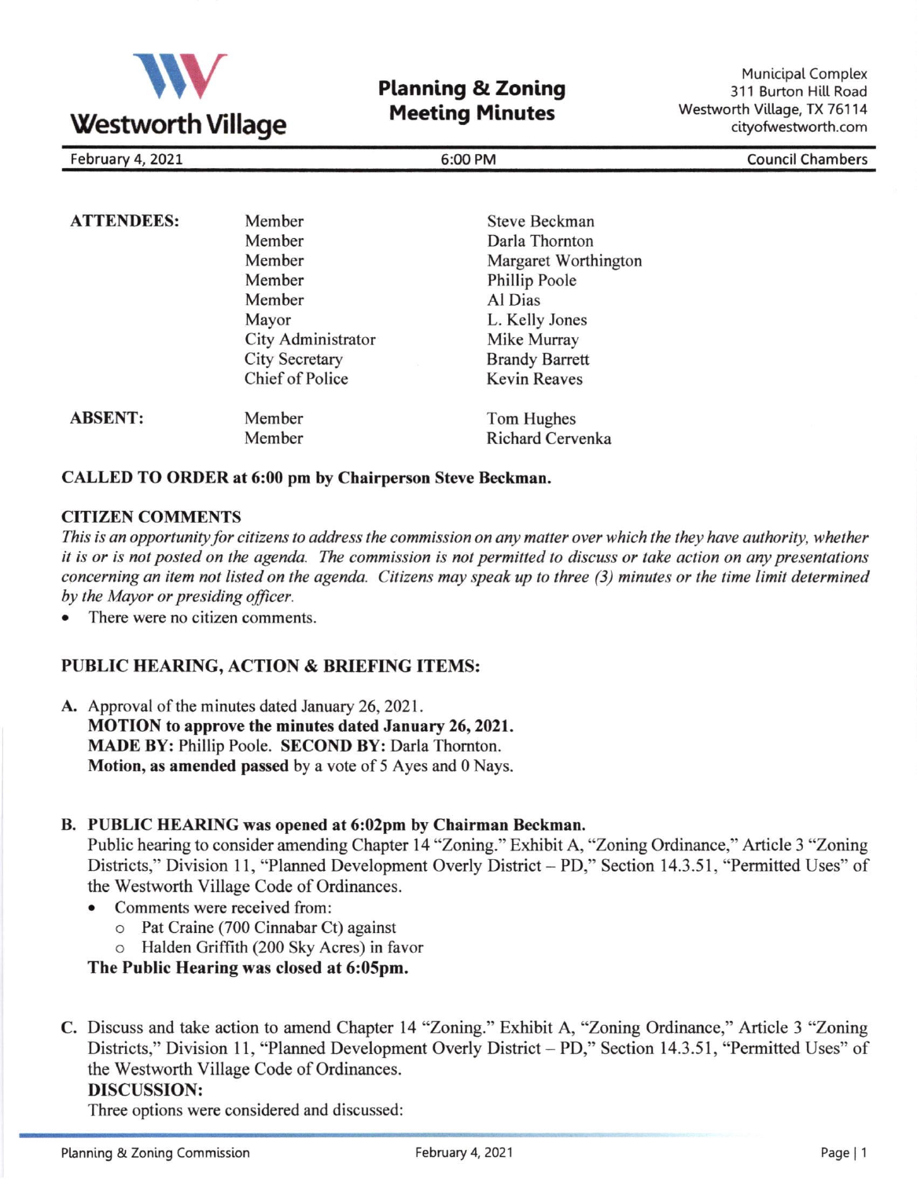# Westworth Village

## Planning & Zoning Meeting Minutes

Municipal Complex
311 Burton Hill Road
Westworth Village, TX 76114
cityofwestworth.com

February 4, 2021 | 6:00 PM | Council Chambers

| | | |
|---|---|---|
| **ATTENDEES:** | Member | Steve Beckman |
| | Member | Darla Thornton |
| | Member | Margaret Worthington |
| | Member | Phillip Poole |
| | Member | Al Dias |
| | Mayor | L. Kelly Jones |
| | City Administrator | Mike Murray |
| | City Secretary | Brandy Barrett |
| | Chief of Police | Kevin Reaves |
| **ABSENT:** | Member | Tom Hughes |
| | Member | Richard Cervenka |

**CALLED TO ORDER at 6:00 pm by Chairperson Steve Beckman.**

**CITIZEN COMMENTS**

*This is an opportunity for citizens to address the commission on any matter over which the they have authority, whether it is or is not posted on the agenda. The commission is not permitted to discuss or take action on any presentations concerning an item not listed on the agenda. Citizens may speak up to three (3) minutes or the time limit determined by the Mayor or presiding officer.*

- There were no citizen comments.

**PUBLIC HEARING, ACTION & BRIEFING ITEMS:**

**A.** Approval of the minutes dated January 26, 2021.
**MOTION to approve the minutes dated January 26, 2021.**
**MADE BY:** Phillip Poole. **SECOND BY:** Darla Thornton.
**Motion, as amended passed** by a vote of 5 Ayes and 0 Nays.

**B. PUBLIC HEARING was opened at 6:02pm by Chairman Beckman.**
Public hearing to consider amending Chapter 14 "Zoning." Exhibit A, "Zoning Ordinance," Article 3 "Zoning Districts," Division 11, "Planned Development Overly District – PD," Section 14.3.51, "Permitted Uses" of the Westworth Village Code of Ordinances.

- Comments were received from:
  - Pat Craine (700 Cinnabar Ct) against
  - Halden Griffith (200 Sky Acres) in favor

**The Public Hearing was closed at 6:05pm.**

**C.** Discuss and take action to amend Chapter 14 "Zoning." Exhibit A, "Zoning Ordinance," Article 3 "Zoning Districts," Division 11, "Planned Development Overly District – PD," Section 14.3.51, "Permitted Uses" of the Westworth Village Code of Ordinances.
**DISCUSSION:**
Three options were considered and discussed: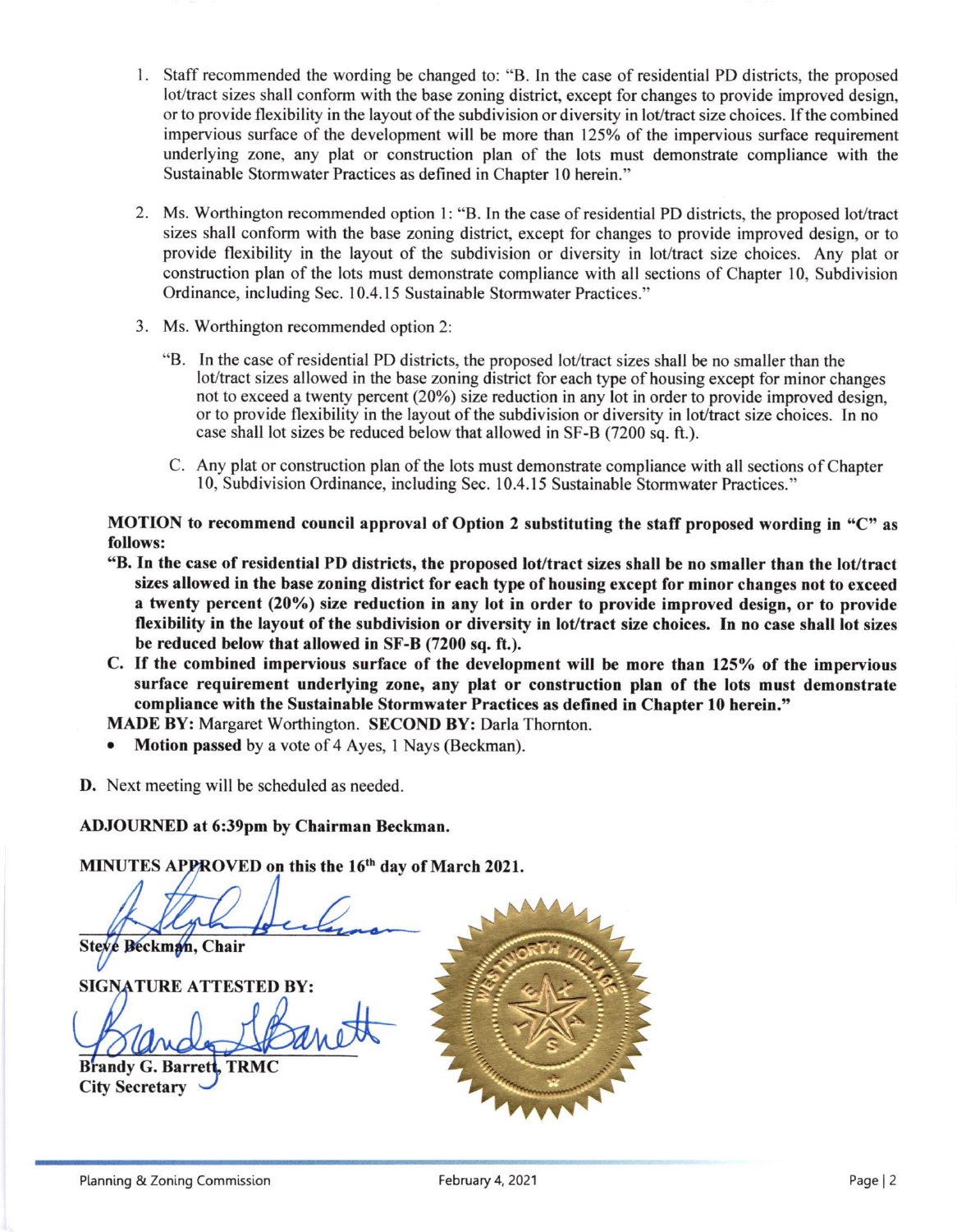1. Staff recommended the wording be changed to: "B. In the case of residential PD districts, the proposed lot/tract sizes shall conform with the base zoning district, except for changes to provide improved design, or to provide flexibility in the layout of the subdivision or diversity in lot/tract size choices. If the combined impervious surface of the development will be more than 125% of the impervious surface requirement underlying zone, any plat or construction plan of the lots must demonstrate compliance with the Sustainable Stormwater Practices as defined in Chapter 10 herein."

2. Ms. Worthington recommended option 1: "B. In the case of residential PD districts, the proposed lot/tract sizes shall conform with the base zoning district, except for changes to provide improved design, or to provide flexibility in the layout of the subdivision or diversity in lot/tract size choices. Any plat or construction plan of the lots must demonstrate compliance with all sections of Chapter 10, Subdivision Ordinance, including Sec. 10.4.15 Sustainable Stormwater Practices."

3. Ms. Worthington recommended option 2:

   "B. In the case of residential PD districts, the proposed lot/tract sizes shall be no smaller than the lot/tract sizes allowed in the base zoning district for each type of housing except for minor changes not to exceed a twenty percent (20%) size reduction in any lot in order to provide improved design, or to provide flexibility in the layout of the subdivision or diversity in lot/tract size choices. In no case shall lot sizes be reduced below that allowed in SF-B (7200 sq. ft.).

   C. Any plat or construction plan of the lots must demonstrate compliance with all sections of Chapter 10, Subdivision Ordinance, including Sec. 10.4.15 Sustainable Stormwater Practices."

**MOTION to recommend council approval of Option 2 substituting the staff proposed wording in "C" as follows:**

**"B. In the case of residential PD districts, the proposed lot/tract sizes shall be no smaller than the lot/tract sizes allowed in the base zoning district for each type of housing except for minor changes not to exceed a twenty percent (20%) size reduction in any lot in order to provide improved design, or to provide flexibility in the layout of the subdivision or diversity in lot/tract size choices. In no case shall lot sizes be reduced below that allowed in SF-B (7200 sq. ft.).**

**C. If the combined impervious surface of the development will be more than 125% of the impervious surface requirement underlying zone, any plat or construction plan of the lots must demonstrate compliance with the Sustainable Stormwater Practices as defined in Chapter 10 herein."**

**MADE BY:** Margaret Worthington. **SECOND BY:** Darla Thornton.

- **Motion passed** by a vote of 4 Ayes, 1 Nays (Beckman).

**D.** Next meeting will be scheduled as needed.

**ADJOURNED at 6:39pm by Chairman Beckman.**

**MINUTES APPROVED on this the 16th day of March 2021.**

**Steve Beckman, Chair**

**SIGNATURE ATTESTED BY:**

**Brandy G. Barrett, TRMC**
**City Secretary**